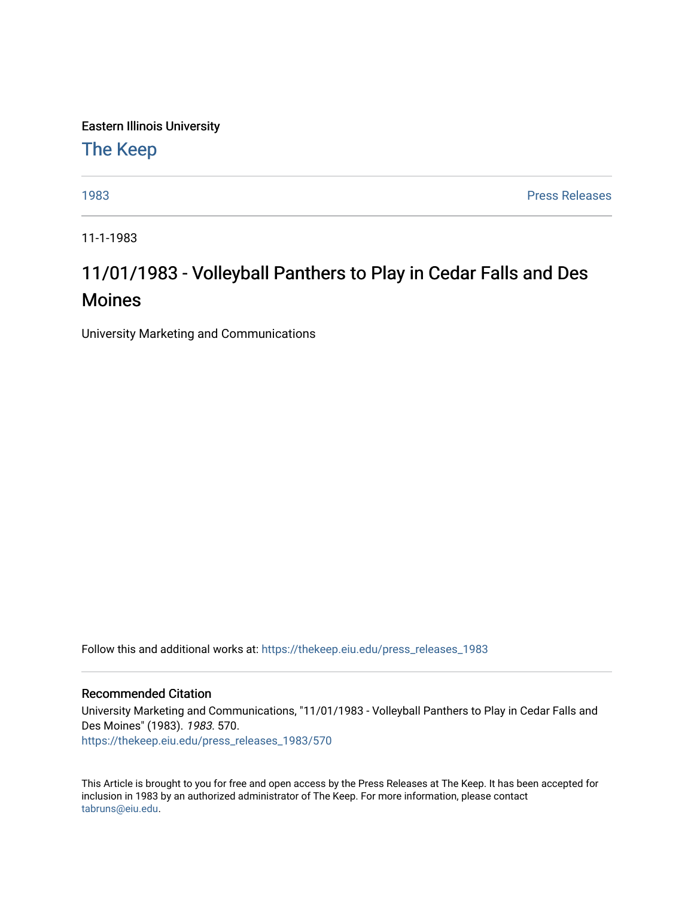Eastern Illinois University

## The Keep

1983 | Press Releases

11-1-1983

# 11/01/1983 - Volleyball Panthers to Play in Cedar Falls and Des Moines

University Marketing and Communications

Follow this and additional works at: https://thekeep.eiu.edu/press_releases_1983

### Recommended Citation

University Marketing and Communications, "11/01/1983 - Volleyball Panthers to Play in Cedar Falls and Des Moines" (1983). *1983*. 570.
https://thekeep.eiu.edu/press_releases_1983/570

This Article is brought to you for free and open access by the Press Releases at The Keep. It has been accepted for inclusion in 1983 by an authorized administrator of The Keep. For more information, please contact tabruns@eiu.edu.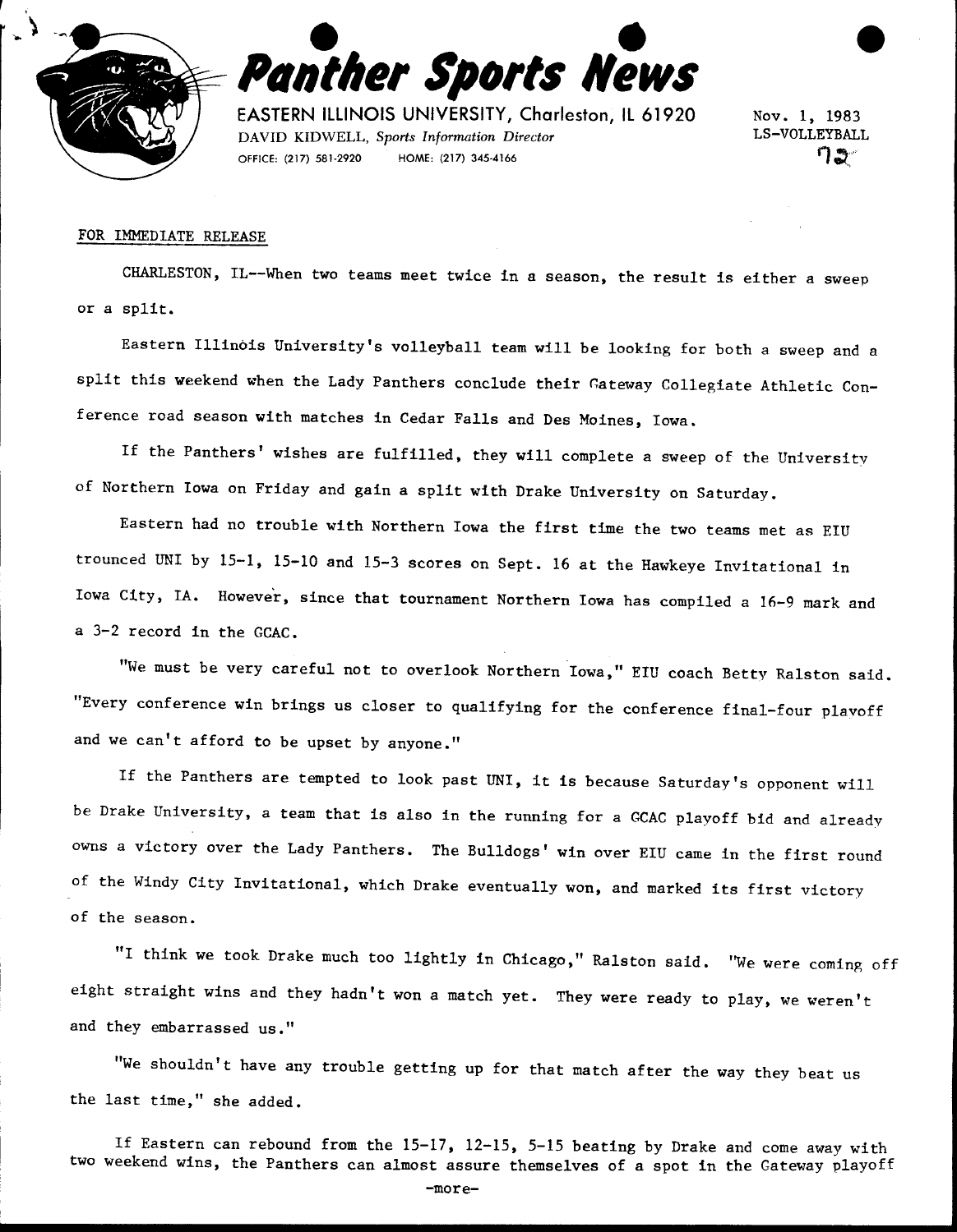# Panther Sports News

EASTERN ILLINOIS UNIVERSITY, Charleston, IL 61920

DAVID KIDWELL, *Sports Information Director*

OFFICE: (217) 581-2920 HOME: (217) 345-4166

Nov. 1, 1983
LS-VOLLEYBALL
72

FOR IMMEDIATE RELEASE

CHARLESTON, IL--When two teams meet twice in a season, the result is either a sweep or a split.

Eastern Illinois University's volleyball team will be looking for both a sweep and a split this weekend when the Lady Panthers conclude their Gateway Collegiate Athletic Conference road season with matches in Cedar Falls and Des Moines, Iowa.

If the Panthers' wishes are fulfilled, they will complete a sweep of the University of Northern Iowa on Friday and gain a split with Drake University on Saturday.

Eastern had no trouble with Northern Iowa the first time the two teams met as EIU trounced UNI by 15-1, 15-10 and 15-3 scores on Sept. 16 at the Hawkeye Invitational in Iowa City, IA. However, since that tournament Northern Iowa has compiled a 16-9 mark and a 3-2 record in the GCAC.

"We must be very careful not to overlook Northern Iowa," EIU coach Betty Ralston said. "Every conference win brings us closer to qualifying for the conference final-four playoff and we can't afford to be upset by anyone."

If the Panthers are tempted to look past UNI, it is because Saturday's opponent will be Drake University, a team that is also in the running for a GCAC playoff bid and already owns a victory over the Lady Panthers. The Bulldogs' win over EIU came in the first round of the Windy City Invitational, which Drake eventually won, and marked its first victory of the season.

"I think we took Drake much too lightly in Chicago," Ralston said. "We were coming off eight straight wins and they hadn't won a match yet. They were ready to play, we weren't and they embarrassed us."

"We shouldn't have any trouble getting up for that match after the way they beat us the last time," she added.

If Eastern can rebound from the 15-17, 12-15, 5-15 beating by Drake and come away with two weekend wins, the Panthers can almost assure themselves of a spot in the Gateway playoff

-more-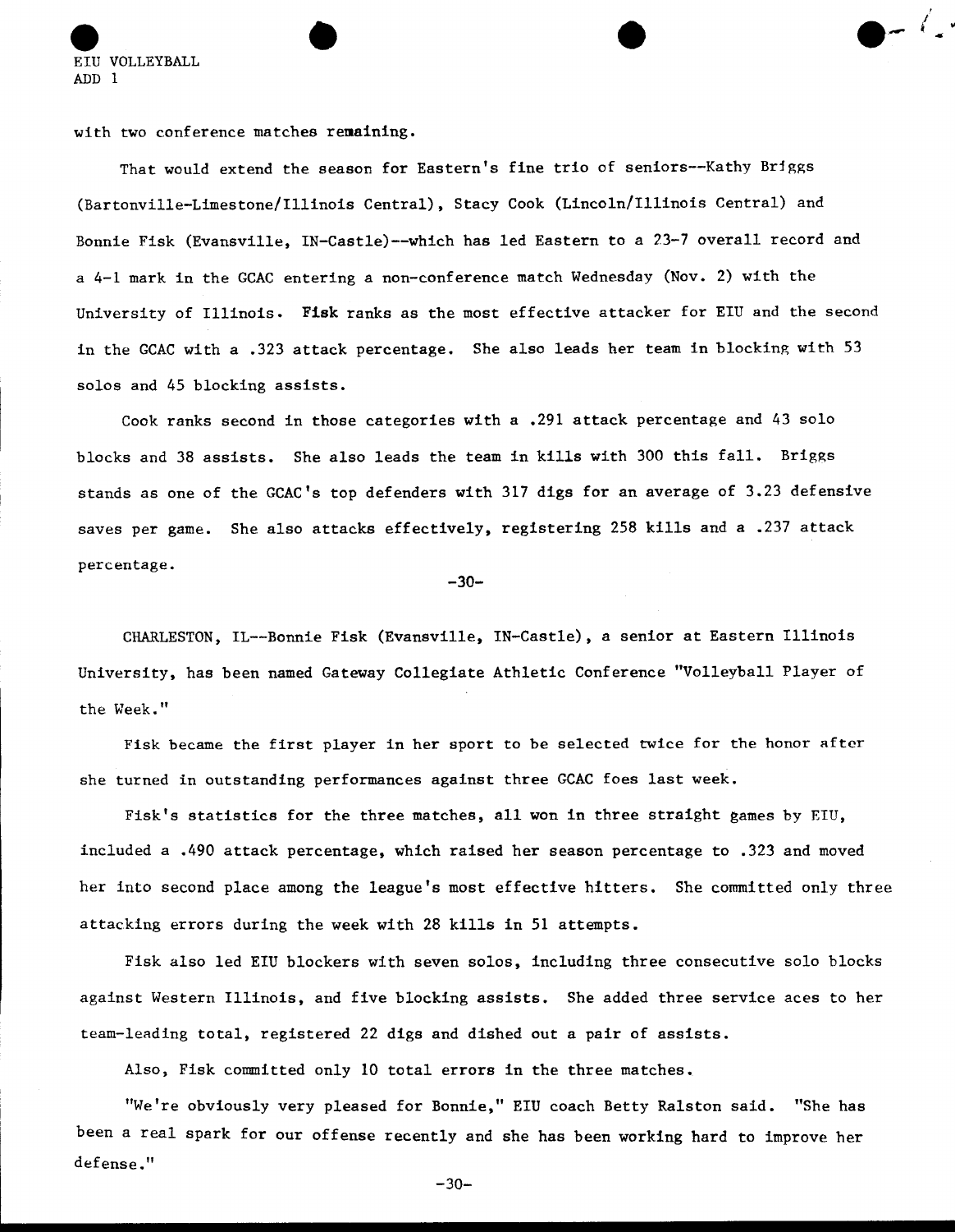EIU VOLLEYBALL
ADD 1

with two conference matches remaining.

That would extend the season for Eastern's fine trio of seniors--Kathy Briggs (Bartonville-Limestone/Illinois Central), Stacy Cook (Lincoln/Illinois Central) and Bonnie Fisk (Evansville, IN-Castle)--which has led Eastern to a 23-7 overall record and a 4-1 mark in the GCAC entering a non-conference match Wednesday (Nov. 2) with the University of Illinois. Fisk ranks as the most effective attacker for EIU and the second in the GCAC with a .323 attack percentage. She also leads her team in blocking with 53 solos and 45 blocking assists.

Cook ranks second in those categories with a .291 attack percentage and 43 solo blocks and 38 assists. She also leads the team in kills with 300 this fall. Briggs stands as one of the GCAC's top defenders with 317 digs for an average of 3.23 defensive saves per game. She also attacks effectively, registering 258 kills and a .237 attack percentage.

-30-

CHARLESTON, IL--Bonnie Fisk (Evansville, IN-Castle), a senior at Eastern Illinois University, has been named Gateway Collegiate Athletic Conference "Volleyball Player of the Week."

Fisk became the first player in her sport to be selected twice for the honor after she turned in outstanding performances against three GCAC foes last week.

Fisk's statistics for the three matches, all won in three straight games by EIU, included a .490 attack percentage, which raised her season percentage to .323 and moved her into second place among the league's most effective hitters. She committed only three attacking errors during the week with 28 kills in 51 attempts.

Fisk also led EIU blockers with seven solos, including three consecutive solo blocks against Western Illinois, and five blocking assists. She added three service aces to her team-leading total, registered 22 digs and dished out a pair of assists.

Also, Fisk committed only 10 total errors in the three matches.

"We're obviously very pleased for Bonnie," EIU coach Betty Ralston said. "She has been a real spark for our offense recently and she has been working hard to improve her defense."

-30-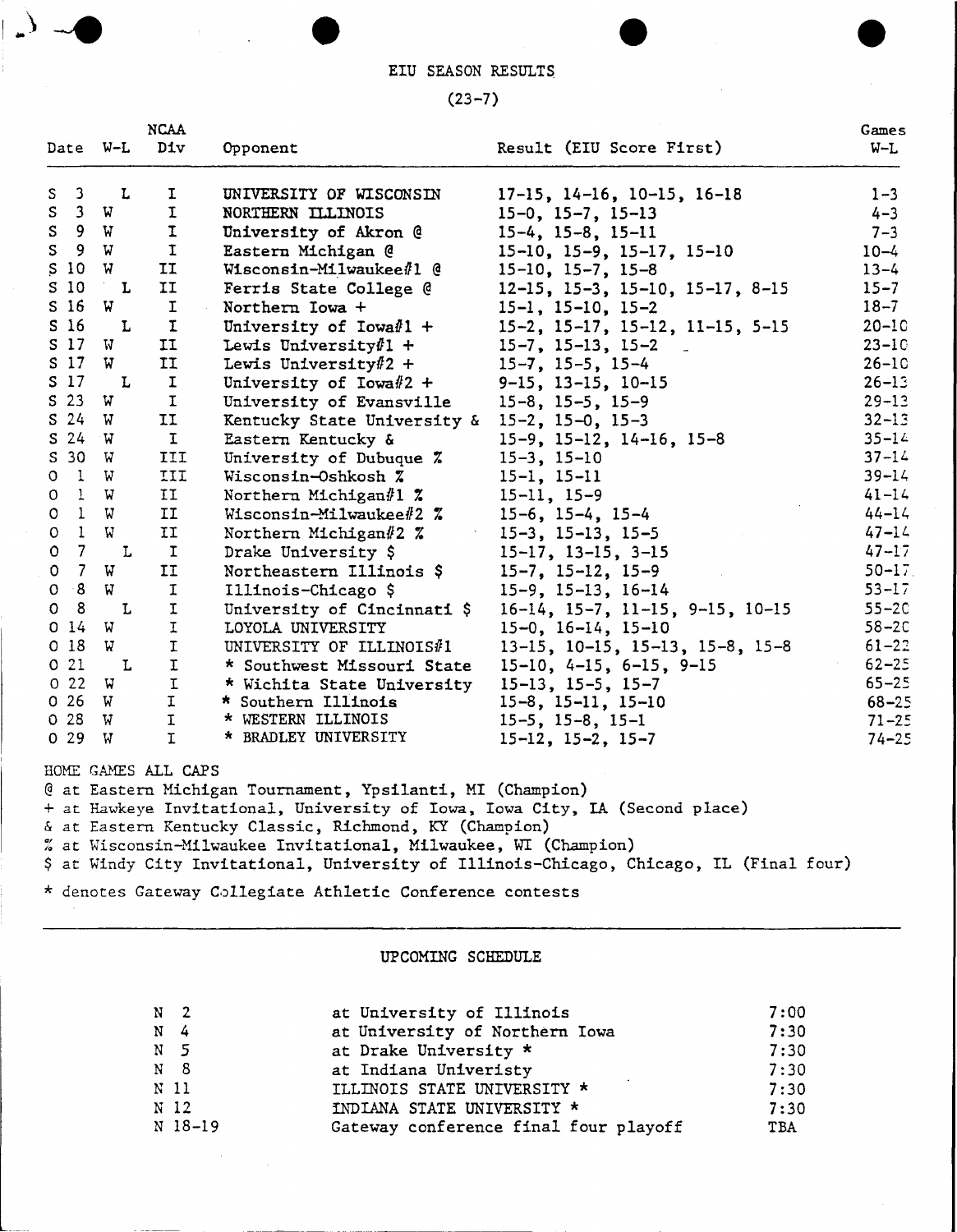# EIU SEASON RESULTS

(23-7)

| Date | W-L | NCAA Div | Opponent | Result (EIU Score First) | Games W-L |
|---|---|---|---|---|---|
| S 3 | L | I | UNIVERSITY OF WISCONSIN | 17-15, 14-16, 10-15, 16-18 | 1-3 |
| S 3 | W | I | NORTHERN ILLINOIS | 15-0, 15-7, 15-13 | 4-3 |
| S 9 | W | I | University of Akron @ | 15-4, 15-8, 15-11 | 7-3 |
| S 9 | W | I | Eastern Michigan @ | 15-10, 15-9, 15-17, 15-10 | 10-4 |
| S 10 | W | II | Wisconsin-Milwaukee#1 @ | 15-10, 15-7, 15-8 | 13-4 |
| S 10 | L | II | Ferris State College @ | 12-15, 15-3, 15-10, 15-17, 8-15 | 15-7 |
| S 16 | W | I | Northern Iowa + | 15-1, 15-10, 15-2 | 18-7 |
| S 16 | L | I | University of Iowa#1 + | 15-2, 15-17, 15-12, 11-15, 5-15 | 20-10 |
| S 17 | W | II | Lewis University#1 + | 15-7, 15-13, 15-2 | 23-10 |
| S 17 | W | II | Lewis University#2 + | 15-7, 15-5, 15-4 | 26-10 |
| S 17 | L | I | University of Iowa#2 + | 9-15, 13-15, 10-15 | 26-13 |
| S 23 | W | I | University of Evansville | 15-8, 15-5, 15-9 | 29-13 |
| S 24 | W | II | Kentucky State University & | 15-2, 15-0, 15-3 | 32-13 |
| S 24 | W | I | Eastern Kentucky & | 15-9, 15-12, 14-16, 15-8 | 35-14 |
| S 30 | W | III | University of Dubuque % | 15-3, 15-10 | 37-14 |
| O 1 | W | III | Wisconsin-Oshkosh % | 15-1, 15-11 | 39-14 |
| O 1 | W | II | Northern Michigan#1 % | 15-11, 15-9 | 41-14 |
| O 1 | W | II | Wisconsin-Milwaukee#2 % | 15-6, 15-4, 15-4 | 44-14 |
| O 1 | W | II | Northern Michigan#2 % | 15-3, 15-13, 15-5 | 47-14 |
| O 7 | L | I | Drake University $ | 15-17, 13-15, 3-15 | 47-17 |
| O 7 | W | II | Northeastern Illinois $ | 15-7, 15-12, 15-9 | 50-17 |
| O 8 | W | I | Illinois-Chicago $ | 15-9, 15-13, 16-14 | 53-17 |
| O 8 | L | I | University of Cincinnati $ | 16-14, 15-7, 11-15, 9-15, 10-15 | 55-20 |
| O 14 | W | I | LOYOLA UNIVERSITY | 15-0, 16-14, 15-10 | 58-20 |
| O 18 | W | I | UNIVERSITY OF ILLINOIS#1 | 13-15, 10-15, 15-13, 15-8, 15-8 | 61-22 |
| O 21 | L | I | * Southwest Missouri State | 15-10, 4-15, 6-15, 9-15 | 62-25 |
| O 22 | W | I | * Wichita State University | 15-13, 15-5, 15-7 | 65-25 |
| O 26 | W | I | * Southern Illinois | 15-8, 15-11, 15-10 | 68-25 |
| O 28 | W | I | * WESTERN ILLINOIS | 15-5, 15-8, 15-1 | 71-25 |
| O 29 | W | I | * BRADLEY UNIVERSITY | 15-12, 15-2, 15-7 | 74-25 |

HOME GAMES ALL CAPS

@ at Eastern Michigan Tournament, Ypsilanti, MI (Champion)

+ at Hawkeye Invitational, University of Iowa, Iowa City, IA (Second place)

& at Eastern Kentucky Classic, Richmond, KY (Champion)

% at Wisconsin-Milwaukee Invitational, Milwaukee, WI (Champion)

$ at Windy City Invitational, University of Illinois-Chicago, Chicago, IL (Final four)

* denotes Gateway Collegiate Athletic Conference contests

---

## UPCOMING SCHEDULE

| | | |
|---|---|---|
| N 2 | at University of Illinois | 7:00 |
| N 4 | at University of Northern Iowa | 7:30 |
| N 5 | at Drake University * | 7:30 |
| N 8 | at Indiana Univeristy | 7:30 |
| N 11 | ILLINOIS STATE UNIVERSITY * | 7:30 |
| N 12 | INDIANA STATE UNIVERSITY * | 7:30 |
| N 18-19 | Gateway conference final four playoff | TBA |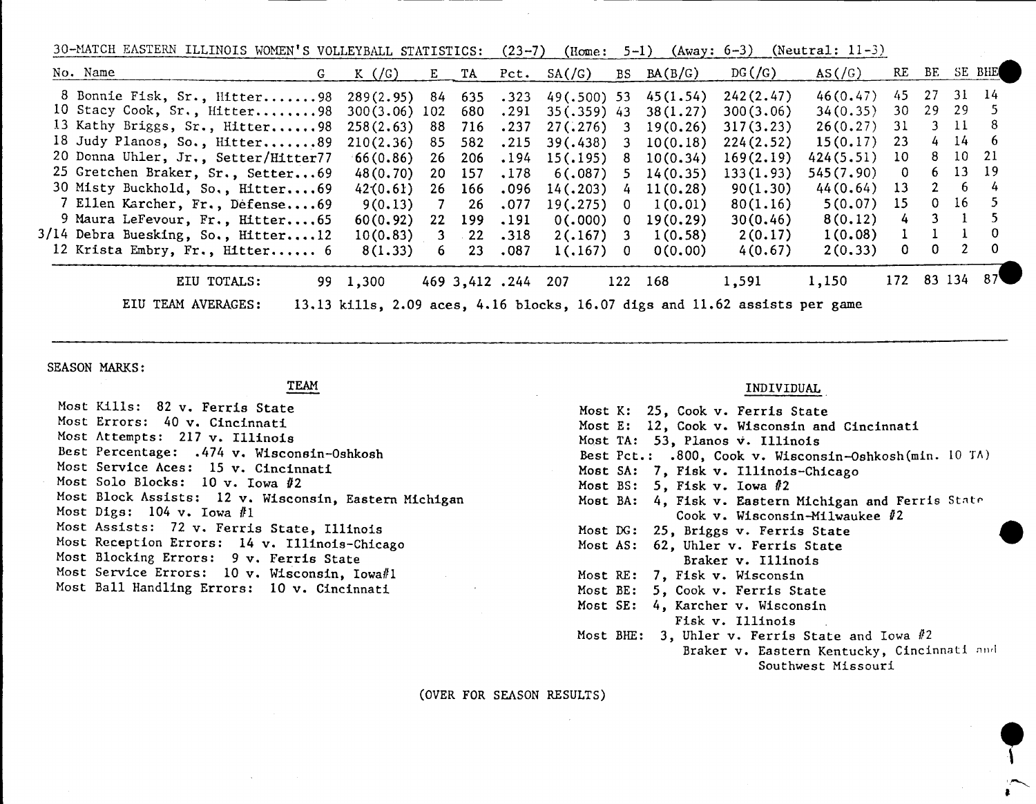30-MATCH EASTERN ILLINOIS WOMEN'S VOLLEYBALL STATISTICS: (23-7) (Home: 5-1) (Away: 6-3) (Neutral: 11-3)

| No. Name | G | K (/G) | E | TA | Pct. | SA(/G) | BS | BA(B/G) | DG(/G) | AS(/G) | RE | BE | SE | BHE |
|---|---|---|---|---|---|---|---|---|---|---|---|---|---|---|
| 8 Bonnie Fisk, Sr., Hitter | 98 | 289(2.95) | 84 | 635 | .323 | 49(.500) | 53 | 45(1.54) | 242(2.47) | 46(0.47) | 45 | 27 | 31 | 14 |
| 10 Stacy Cook, Sr., Hitter | 98 | 300(3.06) | 102 | 680 | .291 | 35(.359) | 43 | 38(1.27) | 300(3.06) | 34(0.35) | 30 | 29 | 29 | 5 |
| 13 Kathy Briggs, Sr., Hitter | 98 | 258(2.63) | 88 | 716 | .237 | 27(.276) | 3 | 19(0.26) | 317(3.23) | 26(0.27) | 31 | 3 | 11 | 8 |
| 18 Judy Planos, So., Hitter | 89 | 210(2.36) | 85 | 582 | .215 | 39(.438) | 3 | 10(0.18) | 224(2.52) | 15(0.17) | 23 | 4 | 14 | 6 |
| 20 Donna Uhler, Jr., Setter/Hitter | 77 | 66(0.86) | 26 | 206 | .194 | 15(.195) | 8 | 10(0.34) | 169(2.19) | 424(5.51) | 10 | 8 | 10 | 21 |
| 25 Gretchen Braker, Sr., Setter | 69 | 48(0.70) | 20 | 157 | .178 | 6(.087) | 5 | 14(0.35) | 133(1.93) | 545(7.90) | 0 | 6 | 13 | 19 |
| 30 Misty Buckhold, So., Hitter | 69 | 42(0.61) | 26 | 166 | .096 | 14(.203) | 4 | 11(0.28) | 90(1.30) | 44(0.64) | 13 | 2 | 6 | 4 |
| 7 Ellen Karcher, Fr., Defense | 69 | 9(0.13) | 7 | 26 | .077 | 19(.275) | 0 | 1(0.01) | 80(1.16) | 5(0.07) | 15 | 0 | 16 | 5 |
| 9 Maura LeFevour, Fr., Hitter | 65 | 60(0.92) | 22 | 199 | .191 | 0(.000) | 0 | 19(0.29) | 30(0.46) | 8(0.12) | 4 | 3 | 1 | 5 |
| 3/14 Debra Buesking, So., Hitter | 12 | 10(0.83) | 3 | 22 | .318 | 2(.167) | 3 | 1(0.58) | 2(0.17) | 1(0.08) | 1 | 1 | 1 | 0 |
| 12 Krista Embry, Fr., Hitter | 6 | 8(1.33) | 6 | 23 | .087 | 1(.167) | 0 | 0(0.00) | 4(0.67) | 2(0.33) | 0 | 0 | 2 | 0 |
| EIU TOTALS: | 99 | 1,300 | 469 | 3,412 | .244 | 207 | 122 | 168 | 1,591 | 1,150 | 172 | 83 | 134 | 87 |

EIU TEAM AVERAGES: 13.13 kills, 2.09 aces, 4.16 blocks, 16.07 digs and 11.62 assists per game

SEASON MARKS:

**TEAM**

Most Kills: 82 v. Ferris State
Most Errors: 40 v. Cincinnati
Most Attempts: 217 v. Illinois
Best Percentage: .474 v. Wisconsin-Oshkosh
Most Service Aces: 15 v. Cincinnati
Most Solo Blocks: 10 v. Iowa #2
Most Block Assists: 12 v. Wisconsin, Eastern Michigan
Most Digs: 104 v. Iowa #1
Most Assists: 72 v. Ferris State, Illinois
Most Reception Errors: 14 v. Illinois-Chicago
Most Blocking Errors: 9 v. Ferris State
Most Service Errors: 10 v. Wisconsin, Iowa#1
Most Ball Handling Errors: 10 v. Cincinnati

**INDIVIDUAL**

Most K: 25, Cook v. Ferris State
Most E: 12, Cook v. Wisconsin and Cincinnati
Most TA: 53, Planos v. Illinois
Best Pct.: .800, Cook v. Wisconsin-Oshkosh(min. 10 TA)
Most SA: 7, Fisk v. Illinois-Chicago
Most BS: 5, Fisk v. Iowa #2
Most BA: 4, Fisk v. Eastern Michigan and Ferris State
Cook v. Wisconsin-Milwaukee #2
Most DG: 25, Briggs v. Ferris State
Most AS: 62, Uhler v. Ferris State
Braker v. Illinois
Most RE: 7, Fisk v. Wisconsin
Most BE: 5, Cook v. Ferris State
Most SE: 4, Karcher v. Wisconsin
Fisk v. Illinois
Most BHE: 3, Uhler v. Ferris State and Iowa #2
Braker v. Eastern Kentucky, Cincinnati and Southwest Missouri

(OVER FOR SEASON RESULTS)